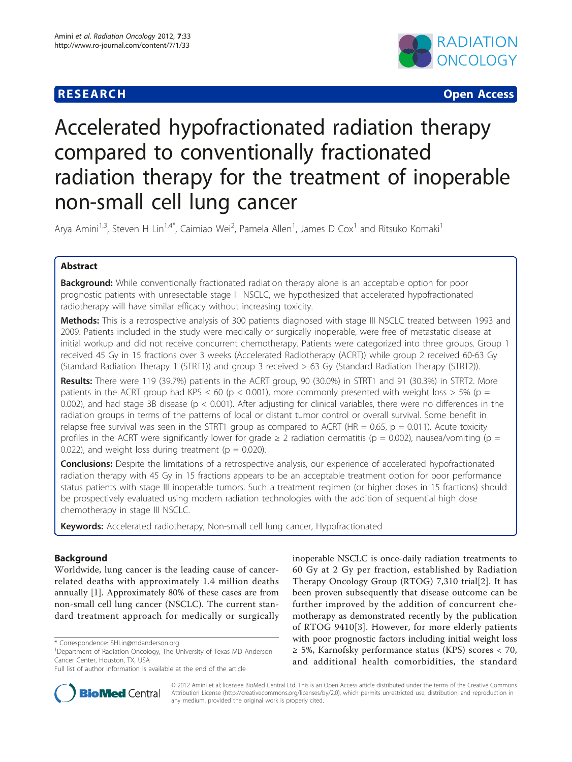RESEARCH Open Access

# Accelerated hypofractionated radiation therapy compared to conventionally fractionated radiation therapy for the treatment of inoperable non-small cell lung cancer

Arya Amini[1,3], Steven H Lin[1,4*], Caimiao Wei[2], Pamela Allen[1], James D Cox[1] and Ritsuko Komaki[1]

## Abstract

**Background:** While conventionally fractionated radiation therapy alone is an acceptable option for poor prognostic patients with unresectable stage III NSCLC, we hypothesized that accelerated hypofractionated radiotherapy will have similar efficacy without increasing toxicity.

**Methods:** This is a retrospective analysis of 300 patients diagnosed with stage III NSCLC treated between 1993 and 2009. Patients included in the study were medically or surgically inoperable, were free of metastatic disease at initial workup and did not receive concurrent chemotherapy. Patients were categorized into three groups. Group 1 received 45 Gy in 15 fractions over 3 weeks (Accelerated Radiotherapy (ACRT)) while group 2 received 60-63 Gy (Standard Radiation Therapy 1 (STRT1)) and group 3 received > 63 Gy (Standard Radiation Therapy (STRT2)).

**Results:** There were 119 (39.7%) patients in the ACRT group, 90 (30.0%) in STRT1 and 91 (30.3%) in STRT2. More patients in the ACRT group had KPS ≤ 60 ($p < 0.001$), more commonly presented with weight loss > 5% ($p = 0.002$), and had stage 3B disease ($p < 0.001$). After adjusting for clinical variables, there were no differences in the radiation groups in terms of the patterns of local or distant tumor control or overall survival. Some benefit in relapse free survival was seen in the STRT1 group as compared to ACRT (HR = 0.65, $p = 0.011$). Acute toxicity profiles in the ACRT were significantly lower for grade ≥ 2 radiation dermatitis ($p = 0.002$), nausea/vomiting ($p = 0.022$), and weight loss during treatment ($p = 0.020$).

**Conclusions:** Despite the limitations of a retrospective analysis, our experience of accelerated hypofractionated radiation therapy with 45 Gy in 15 fractions appears to be an acceptable treatment option for poor performance status patients with stage III inoperable tumors. Such a treatment regimen (or higher doses in 15 fractions) should be prospectively evaluated using modern radiation technologies with the addition of sequential high dose chemotherapy in stage III NSCLC.

**Keywords:** Accelerated radiotherapy, Non-small cell lung cancer, Hypofractionated

## Background

Worldwide, lung cancer is the leading cause of cancer-related deaths with approximately 1.4 million deaths annually [1]. Approximately 80% of these cases are from non-small cell lung cancer (NSCLC). The current standard treatment approach for medically or surgically inoperable NSCLC is once-daily radiation treatments to 60 Gy at 2 Gy per fraction, established by Radiation Therapy Oncology Group (RTOG) 7,310 trial[2]. It has been proven subsequently that disease outcome can be further improved by the addition of concurrent chemotherapy as demonstrated recently by the publication of RTOG 9410[3]. However, for more elderly patients with poor prognostic factors including initial weight loss ≥ 5%, Karnofsky performance status (KPS) scores < 70, and additional health comorbidities, the standard

\* Correspondence: SHLin@mdanderson.org
[1]Department of Radiation Oncology, The University of Texas MD Anderson Cancer Center, Houston, TX, USA
Full list of author information is available at the end of the article

© 2012 Amini et al; licensee BioMed Central Ltd. This is an Open Access article distributed under the terms of the Creative Commons Attribution License (http://creativecommons.org/licenses/by/2.0), which permits unrestricted use, distribution, and reproduction in any medium, provided the original work is properly cited.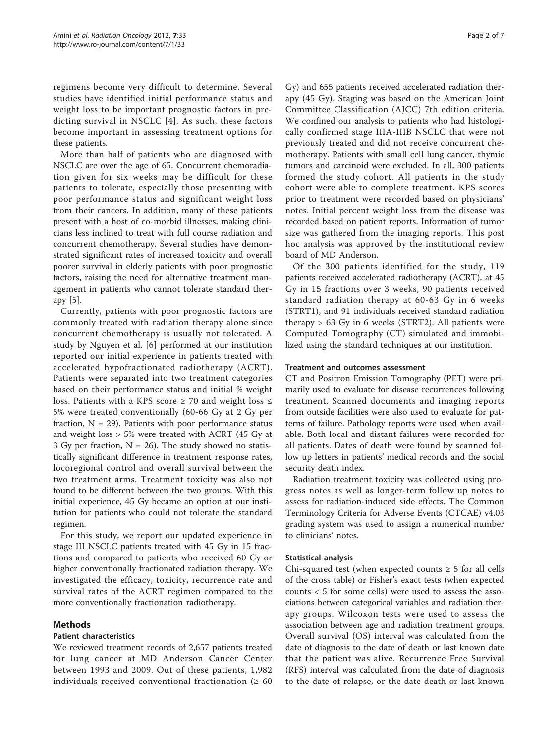regimens become very difficult to determine. Several studies have identified initial performance status and weight loss to be important prognostic factors in predicting survival in NSCLC [4]. As such, these factors become important in assessing treatment options for these patients.

More than half of patients who are diagnosed with NSCLC are over the age of 65. Concurrent chemoradiation given for six weeks may be difficult for these patients to tolerate, especially those presenting with poor performance status and significant weight loss from their cancers. In addition, many of these patients present with a host of co-morbid illnesses, making clinicians less inclined to treat with full course radiation and concurrent chemotherapy. Several studies have demonstrated significant rates of increased toxicity and overall poorer survival in elderly patients with poor prognostic factors, raising the need for alternative treatment management in patients who cannot tolerate standard therapy [5].

Currently, patients with poor prognostic factors are commonly treated with radiation therapy alone since concurrent chemotherapy is usually not tolerated. A study by Nguyen et al. [6] performed at our institution reported our initial experience in patients treated with accelerated hypofractionated radiotherapy (ACRT). Patients were separated into two treatment categories based on their performance status and initial % weight loss. Patients with a KPS score ≥ 70 and weight loss ≤ 5% were treated conventionally (60-66 Gy at 2 Gy per fraction, N = 29). Patients with poor performance status and weight loss > 5% were treated with ACRT (45 Gy at 3 Gy per fraction, N = 26). The study showed no statistically significant difference in treatment response rates, locoregional control and overall survival between the two treatment arms. Treatment toxicity was also not found to be different between the two groups. With this initial experience, 45 Gy became an option at our institution for patients who could not tolerate the standard regimen.

For this study, we report our updated experience in stage III NSCLC patients treated with 45 Gy in 15 fractions and compared to patients who received 60 Gy or higher conventionally fractionated radiation therapy. We investigated the efficacy, toxicity, recurrence rate and survival rates of the ACRT regimen compared to the more conventionally fractionation radiotherapy.

## Methods

### Patient characteristics

We reviewed treatment records of 2,657 patients treated for lung cancer at MD Anderson Cancer Center between 1993 and 2009. Out of these patients, 1,982 individuals received conventional fractionation (≥ 60 Gy) and 655 patients received accelerated radiation therapy (45 Gy). Staging was based on the American Joint Committee Classification (AJCC) 7th edition criteria. We confined our analysis to patients who had histologically confirmed stage IIIA-IIIB NSCLC that were not previously treated and did not receive concurrent chemotherapy. Patients with small cell lung cancer, thymic tumors and carcinoid were excluded. In all, 300 patients formed the study cohort. All patients in the study cohort were able to complete treatment. KPS scores prior to treatment were recorded based on physicians' notes. Initial percent weight loss from the disease was recorded based on patient reports. Information of tumor size was gathered from the imaging reports. This post hoc analysis was approved by the institutional review board of MD Anderson.

Of the 300 patients identified for the study, 119 patients received accelerated radiotherapy (ACRT), at 45 Gy in 15 fractions over 3 weeks, 90 patients received standard radiation therapy at 60-63 Gy in 6 weeks (STRT1), and 91 individuals received standard radiation therapy > 63 Gy in 6 weeks (STRT2). All patients were Computed Tomography (CT) simulated and immobilized using the standard techniques at our institution.

### Treatment and outcomes assessment

CT and Positron Emission Tomography (PET) were primarily used to evaluate for disease recurrences following treatment. Scanned documents and imaging reports from outside facilities were also used to evaluate for patterns of failure. Pathology reports were used when available. Both local and distant failures were recorded for all patients. Dates of death were found by scanned follow up letters in patients' medical records and the social security death index.

Radiation treatment toxicity was collected using progress notes as well as longer-term follow up notes to assess for radiation-induced side effects. The Common Terminology Criteria for Adverse Events (CTCAE) v4.03 grading system was used to assign a numerical number to clinicians' notes.

### Statistical analysis

Chi-squared test (when expected counts ≥ 5 for all cells of the cross table) or Fisher's exact tests (when expected counts < 5 for some cells) were used to assess the associations between categorical variables and radiation therapy groups. Wilcoxon tests were used to assess the association between age and radiation treatment groups. Overall survival (OS) interval was calculated from the date of diagnosis to the date of death or last known date that the patient was alive. Recurrence Free Survival (RFS) interval was calculated from the date of diagnosis to the date of relapse, or the date death or last known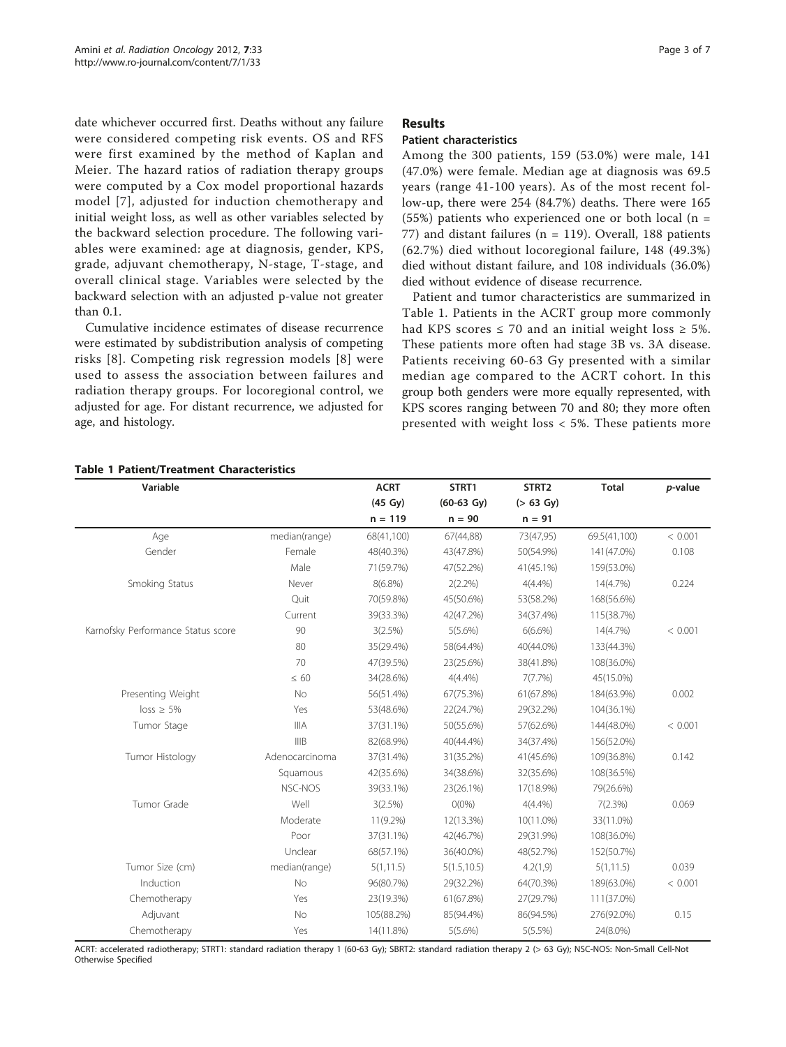date whichever occurred first. Deaths without any failure were considered competing risk events. OS and RFS were first examined by the method of Kaplan and Meier. The hazard ratios of radiation therapy groups were computed by a Cox model proportional hazards model [7], adjusted for induction chemotherapy and initial weight loss, as well as other variables selected by the backward selection procedure. The following variables were examined: age at diagnosis, gender, KPS, grade, adjuvant chemotherapy, N-stage, T-stage, and overall clinical stage. Variables were selected by the backward selection with an adjusted p-value not greater than 0.1.

Cumulative incidence estimates of disease recurrence were estimated by subdistribution analysis of competing risks [8]. Competing risk regression models [8] were used to assess the association between failures and radiation therapy groups. For locoregional control, we adjusted for age. For distant recurrence, we adjusted for age, and histology.

## Results

### Patient characteristics

Among the 300 patients, 159 (53.0%) were male, 141 (47.0%) were female. Median age at diagnosis was 69.5 years (range 41-100 years). As of the most recent follow-up, there were 254 (84.7%) deaths. There were 165 (55%) patients who experienced one or both local (n = 77) and distant failures (n = 119). Overall, 188 patients (62.7%) died without locoregional failure, 148 (49.3%) died without distant failure, and 108 individuals (36.0%) died without evidence of disease recurrence.

Patient and tumor characteristics are summarized in Table 1. Patients in the ACRT group more commonly had KPS scores ≤ 70 and an initial weight loss ≥ 5%. These patients more often had stage 3B vs. 3A disease. Patients receiving 60-63 Gy presented with a similar median age compared to the ACRT cohort. In this group both genders were more equally represented, with KPS scores ranging between 70 and 80; they more often presented with weight loss < 5%. These patients more

**Table 1 Patient/Treatment Characteristics**

| Variable | | ACRT (45 Gy) n = 119 | STRT1 (60-63 Gy) n = 90 | STRT2 (> 63 Gy) n = 91 | Total | *p*-value |
|---|---|---|---|---|---|---|
| Age | median(range) | 68(41,100) | 67(44,88) | 73(47,95) | 69.5(41,100) | < 0.001 |
| Gender | Female | 48(40.3%) | 43(47.8%) | 50(54.9%) | 141(47.0%) | 0.108 |
| | Male | 71(59.7%) | 47(52.2%) | 41(45.1%) | 159(53.0%) | |
| Smoking Status | Never | 8(6.8%) | 2(2.2%) | 4(4.4%) | 14(4.7%) | 0.224 |
| | Quit | 70(59.8%) | 45(50.6%) | 53(58.2%) | 168(56.6%) | |
| | Current | 39(33.3%) | 42(47.2%) | 34(37.4%) | 115(38.7%) | |
| Karnofsky Performance Status score | 90 | 3(2.5%) | 5(5.6%) | 6(6.6%) | 14(4.7%) | < 0.001 |
| | 80 | 35(29.4%) | 58(64.4%) | 40(44.0%) | 133(44.3%) | |
| | 70 | 47(39.5%) | 23(25.6%) | 38(41.8%) | 108(36.0%) | |
| | ≤ 60 | 34(28.6%) | 4(4.4%) | 7(7.7%) | 45(15.0%) | |
| Presenting Weight loss ≥ 5% | No | 56(51.4%) | 67(75.3%) | 61(67.8%) | 184(63.9%) | 0.002 |
| | Yes | 53(48.6%) | 22(24.7%) | 29(32.2%) | 104(36.1%) | |
| Tumor Stage | IIIA | 37(31.1%) | 50(55.6%) | 57(62.6%) | 144(48.0%) | < 0.001 |
| | IIIB | 82(68.9%) | 40(44.4%) | 34(37.4%) | 156(52.0%) | |
| Tumor Histology | Adenocarcinoma | 37(31.4%) | 31(35.2%) | 41(45.6%) | 109(36.8%) | 0.142 |
| | Squamous | 42(35.6%) | 34(38.6%) | 32(35.6%) | 108(36.5%) | |
| | NSC-NOS | 39(33.1%) | 23(26.1%) | 17(18.9%) | 79(26.6%) | |
| Tumor Grade | Well | 3(2.5%) | 0(0%) | 4(4.4%) | 7(2.3%) | 0.069 |
| | Moderate | 11(9.2%) | 12(13.3%) | 10(11.0%) | 33(11.0%) | |
| | Poor | 37(31.1%) | 42(46.7%) | 29(31.9%) | 108(36.0%) | |
| | Unclear | 68(57.1%) | 36(40.0%) | 48(52.7%) | 152(50.7%) | |
| Tumor Size (cm) | median(range) | 5(1,11.5) | 5(1.5,10.5) | 4.2(1,9) | 5(1,11.5) | 0.039 |
| Induction Chemotherapy | No | 96(80.7%) | 29(32.2%) | 64(70.3%) | 189(63.0%) | < 0.001 |
| | Yes | 23(19.3%) | 61(67.8%) | 27(29.7%) | 111(37.0%) | |
| Adjuvant Chemotherapy | No | 105(88.2%) | 85(94.4%) | 86(94.5%) | 276(92.0%) | 0.15 |
| | Yes | 14(11.8%) | 5(5.6%) | 5(5.5%) | 24(8.0%) | |

ACRT: accelerated radiotherapy; STRT1: standard radiation therapy 1 (60-63 Gy); SBRT2: standard radiation therapy 2 (> 63 Gy); NSC-NOS: Non-Small Cell-Not Otherwise Specified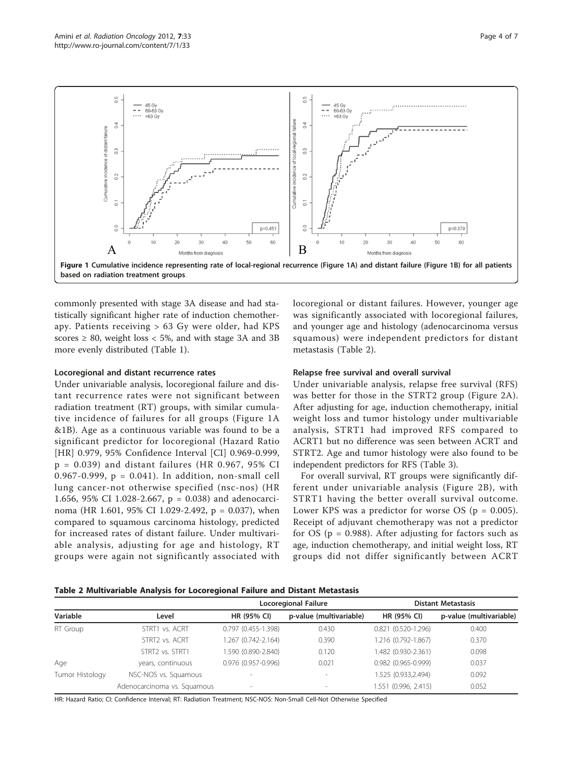Figure 1 Cumulative incidence representing rate of local-regional recurrence (Figure 1A) and distant failure (Figure 1B) for all patients based on radiation treatment groups.

commonly presented with stage 3A disease and had statistically significant higher rate of induction chemotherapy. Patients receiving > 63 Gy were older, had KPS scores ≥ 80, weight loss < 5%, and with stage 3A and 3B more evenly distributed (Table 1).

### Locoregional and distant recurrence rates

Under univariable analysis, locoregional failure and distant recurrence rates were not significant between radiation treatment (RT) groups, with similar cumulative incidence of failures for all groups (Figure 1A &1B). Age as a continuous variable was found to be a significant predictor for locoregional (Hazard Ratio [HR] 0.979, 95% Confidence Interval [CI] 0.969-0.999, p = 0.039) and distant failures (HR 0.967, 95% CI 0.967-0.999, p = 0.041). In addition, non-small cell lung cancer-not otherwise specified (nsc-nos) (HR 1.656, 95% CI 1.028-2.667, p = 0.038) and adenocarcinoma (HR 1.601, 95% CI 1.029-2.492, p = 0.037), when compared to squamous carcinoma histology, predicted for increased rates of distant failure. Under multivariable analysis, adjusting for age and histology, RT groups were again not significantly associated with locoregional or distant failures. However, younger age was significantly associated with locoregional failures, and younger age and histology (adenocarcinoma versus squamous) were independent predictors for distant metastasis (Table 2).

### Relapse free survival and overall survival

Under univariable analysis, relapse free survival (RFS) was better for those in the STRT2 group (Figure 2A). After adjusting for age, induction chemotherapy, initial weight loss and tumor histology under multivariable analysis, STRT1 had improved RFS compared to ACRT1 but no difference was seen between ACRT and STRT2. Age and tumor histology were also found to be independent predictors for RFS (Table 3).

For overall survival, RT groups were significantly different under univariable analysis (Figure 2B), with STRT1 having the better overall survival outcome. Lower KPS was a predictor for worse OS (p = 0.005). Receipt of adjuvant chemotherapy was not a predictor for OS (p = 0.988). After adjusting for factors such as age, induction chemotherapy, and initial weight loss, RT groups did not differ significantly between ACRT

**Table 2 Multivariable Analysis for Locoregional Failure and Distant Metastasis**

| | | Locoregional Failure | | Distant Metastasis | |
|---|---|---|---|---|---|
| Variable | Level | HR (95% CI) | p-value (multivariable) | HR (95% CI) | p-value (multivariable) |
| RT Group | STRT1 vs. ACRT | 0.797 (0.455-1.398) | 0.430 | 0.821 (0.520-1.296) | 0.400 |
| | STRT2 vs. ACRT | 1.267 (0.742-2.164) | 0.390 | 1.216 (0.792-1.867) | 0.370 |
| | STRT2 vs. STRT1 | 1.590 (0.890-2.840) | 0.120 | 1.482 (0.930-2.361) | 0.098 |
| Age | years, continuous | 0.976 (0.957-0.996) | 0.021 | 0.982 (0.965-0.999) | 0.037 |
| Tumor Histology | NSC-NOS vs. Squamous | - | - | 1.525 (0.933,2.494) | 0.092 |
| | Adenocarcinoma vs. Squamous | - | - | 1.551 (0.996, 2.415) | 0.052 |

HR: Hazard Ratio; CI: Confidence Interval; RT: Radiation Treatment; NSC-NOS: Non-Small Cell-Not Otherwise Specified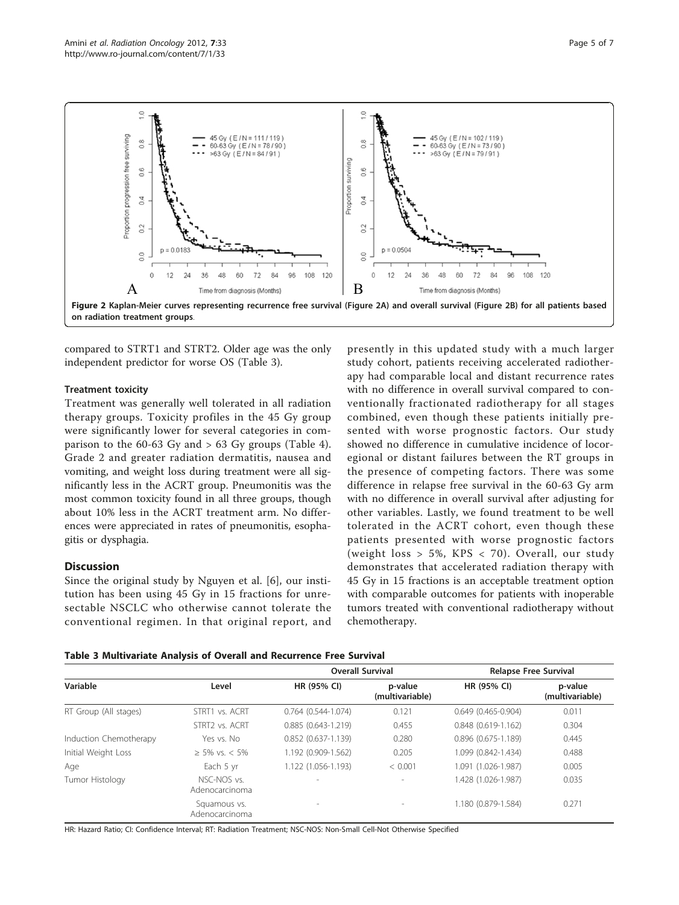Figure 2 Kaplan-Meier curves representing recurrence free survival (Figure 2A) and overall survival (Figure 2B) for all patients based on radiation treatment groups.

compared to STRT1 and STRT2. Older age was the only independent predictor for worse OS (Table 3).

### Treatment toxicity

Treatment was generally well tolerated in all radiation therapy groups. Toxicity profiles in the 45 Gy group were significantly lower for several categories in comparison to the 60-63 Gy and > 63 Gy groups (Table 4). Grade 2 and greater radiation dermatitis, nausea and vomiting, and weight loss during treatment were all significantly less in the ACRT group. Pneumonitis was the most common toxicity found in all three groups, though about 10% less in the ACRT treatment arm. No differences were appreciated in rates of pneumonitis, esophagitis or dysphagia.

## Discussion

Since the original study by Nguyen et al. [6], our institution has been using 45 Gy in 15 fractions for unresectable NSCLC who otherwise cannot tolerate the conventional regimen. In that original report, and presently in this updated study with a much larger study cohort, patients receiving accelerated radiotherapy had comparable local and distant recurrence rates with no difference in overall survival compared to conventionally fractionated radiotherapy for all stages combined, even though these patients initially presented with worse prognostic factors. Our study showed no difference in cumulative incidence of locoregional or distant failures between the RT groups in the presence of competing factors. There was some difference in relapse free survival in the 60-63 Gy arm with no difference in overall survival after adjusting for other variables. Lastly, we found treatment to be well tolerated in the ACRT cohort, even though these patients presented with worse prognostic factors (weight loss > 5%, KPS < 70). Overall, our study demonstrates that accelerated radiation therapy with 45 Gy in 15 fractions is an acceptable treatment option with comparable outcomes for patients with inoperable tumors treated with conventional radiotherapy without chemotherapy.

**Table 3 Multivariate Analysis of Overall and Recurrence Free Survival**

| Variable | Level | Overall Survival | | Relapse Free Survival | |
|---|---|---|---|---|---|
| | | HR (95% CI) | p-value (multivariable) | HR (95% CI) | p-value (multivariable) |
| RT Group (All stages) | STRT1 vs. ACRT | 0.764 (0.544-1.074) | 0.121 | 0.649 (0.465-0.904) | 0.011 |
| | STRT2 vs. ACRT | 0.885 (0.643-1.219) | 0.455 | 0.848 (0.619-1.162) | 0.304 |
| Induction Chemotherapy | Yes vs. No | 0.852 (0.637-1.139) | 0.280 | 0.896 (0.675-1.189) | 0.445 |
| Initial Weight Loss | ≥ 5% vs. < 5% | 1.192 (0.909-1.562) | 0.205 | 1.099 (0.842-1.434) | 0.488 |
| Age | Each 5 yr | 1.122 (1.056-1.193) | < 0.001 | 1.091 (1.026-1.987) | 0.005 |
| Tumor Histology | NSC-NOS vs. Adenocarcinoma | - | - | 1.428 (1.026-1.987) | 0.035 |
| | Squamous vs. Adenocarcinoma | - | - | 1.180 (0.879-1.584) | 0.271 |

HR: Hazard Ratio; CI: Confidence Interval; RT: Radiation Treatment; NSC-NOS: Non-Small Cell-Not Otherwise Specified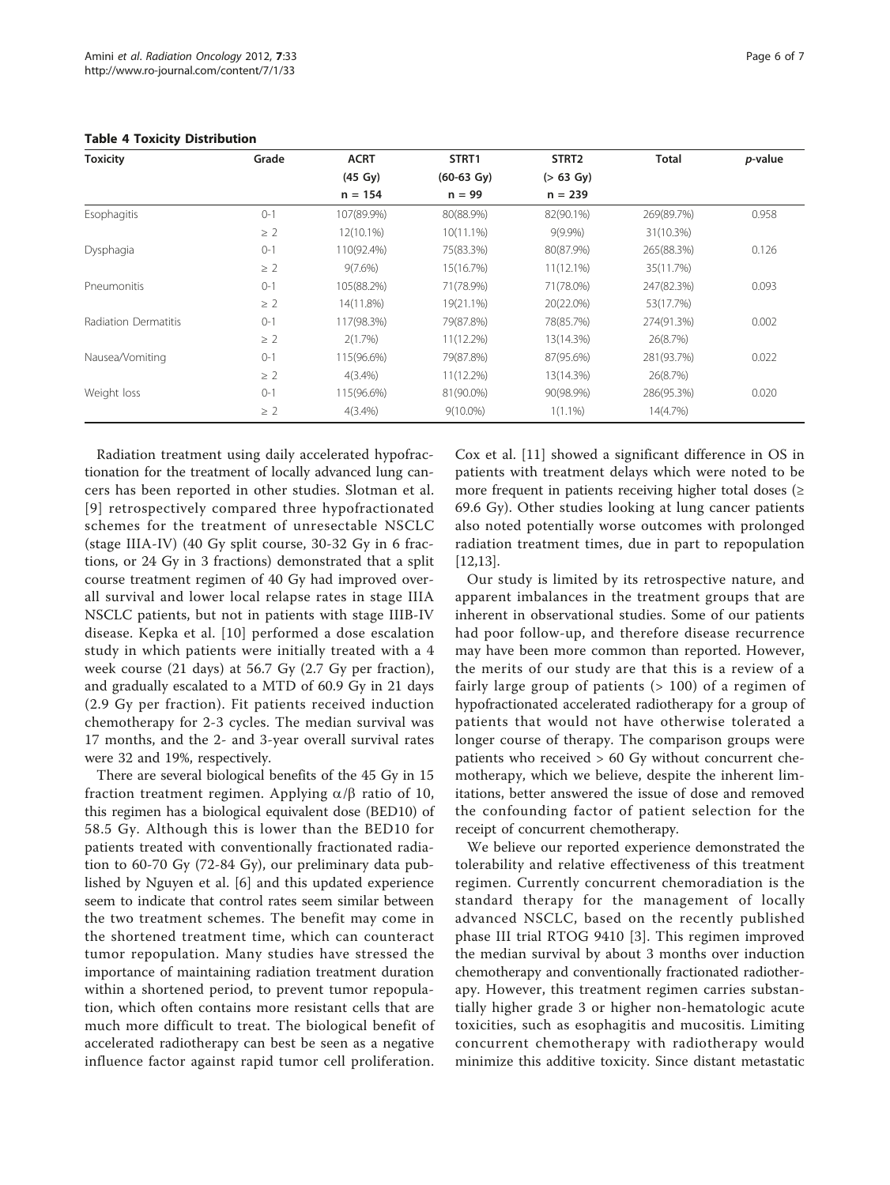**Table 4 Toxicity Distribution**

| Toxicity | Grade | ACRT (45 Gy) n = 154 | STRT1 (60-63 Gy) n = 99 | STRT2 (> 63 Gy) n = 239 | Total | *p*-value |
|---|---|---|---|---|---|---|
| Esophagitis | 0-1 | 107(89.9%) | 80(88.9%) | 82(90.1%) | 269(89.7%) | 0.958 |
| | ≥ 2 | 12(10.1%) | 10(11.1%) | 9(9.9%) | 31(10.3%) | |
| Dysphagia | 0-1 | 110(92.4%) | 75(83.3%) | 80(87.9%) | 265(88.3%) | 0.126 |
| | ≥ 2 | 9(7.6%) | 15(16.7%) | 11(12.1%) | 35(11.7%) | |
| Pneumonitis | 0-1 | 105(88.2%) | 71(78.9%) | 71(78.0%) | 247(82.3%) | 0.093 |
| | ≥ 2 | 14(11.8%) | 19(21.1%) | 20(22.0%) | 53(17.7%) | |
| Radiation Dermatitis | 0-1 | 117(98.3%) | 79(87.8%) | 78(85.7%) | 274(91.3%) | 0.002 |
| | ≥ 2 | 2(1.7%) | 11(12.2%) | 13(14.3%) | 26(8.7%) | |
| Nausea/Vomiting | 0-1 | 115(96.6%) | 79(87.8%) | 87(95.6%) | 281(93.7%) | 0.022 |
| | ≥ 2 | 4(3.4%) | 11(12.2%) | 13(14.3%) | 26(8.7%) | |
| Weight loss | 0-1 | 115(96.6%) | 81(90.0%) | 90(98.9%) | 286(95.3%) | 0.020 |
| | ≥ 2 | 4(3.4%) | 9(10.0%) | 1(1.1%) | 14(4.7%) | |

Radiation treatment using daily accelerated hypofractionation for the treatment of locally advanced lung cancers has been reported in other studies. Slotman et al. [9] retrospectively compared three hypofractionated schemes for the treatment of unresectable NSCLC (stage IIIA-IV) (40 Gy split course, 30-32 Gy in 6 fractions, or 24 Gy in 3 fractions) demonstrated that a split course treatment regimen of 40 Gy had improved overall survival and lower local relapse rates in stage IIIA NSCLC patients, but not in patients with stage IIIB-IV disease. Kepka et al. [10] performed a dose escalation study in which patients were initially treated with a 4 week course (21 days) at 56.7 Gy (2.7 Gy per fraction), and gradually escalated to a MTD of 60.9 Gy in 21 days (2.9 Gy per fraction). Fit patients received induction chemotherapy for 2-3 cycles. The median survival was 17 months, and the 2- and 3-year overall survival rates were 32 and 19%, respectively.

There are several biological benefits of the 45 Gy in 15 fraction treatment regimen. Applying $\alpha/\beta$ ratio of 10, this regimen has a biological equivalent dose (BED10) of 58.5 Gy. Although this is lower than the BED10 for patients treated with conventionally fractionated radiation to 60-70 Gy (72-84 Gy), our preliminary data published by Nguyen et al. [6] and this updated experience seem to indicate that control rates seem similar between the two treatment schemes. The benefit may come in the shortened treatment time, which can counteract tumor repopulation. Many studies have stressed the importance of maintaining radiation treatment duration within a shortened period, to prevent tumor repopulation, which often contains more resistant cells that are much more difficult to treat. The biological benefit of accelerated radiotherapy can best be seen as a negative influence factor against rapid tumor cell proliferation. Cox et al. [11] showed a significant difference in OS in patients with treatment delays which were noted to be more frequent in patients receiving higher total doses (≥ 69.6 Gy). Other studies looking at lung cancer patients also noted potentially worse outcomes with prolonged radiation treatment times, due in part to repopulation [12,13].

Our study is limited by its retrospective nature, and apparent imbalances in the treatment groups that are inherent in observational studies. Some of our patients had poor follow-up, and therefore disease recurrence may have been more common than reported. However, the merits of our study are that this is a review of a fairly large group of patients (> 100) of a regimen of hypofractionated accelerated radiotherapy for a group of patients that would not have otherwise tolerated a longer course of therapy. The comparison groups were patients who received > 60 Gy without concurrent chemotherapy, which we believe, despite the inherent limitations, better answered the issue of dose and removed the confounding factor of patient selection for the receipt of concurrent chemotherapy.

We believe our reported experience demonstrated the tolerability and relative effectiveness of this treatment regimen. Currently concurrent chemoradiation is the standard therapy for the management of locally advanced NSCLC, based on the recently published phase III trial RTOG 9410 [3]. This regimen improved the median survival by about 3 months over induction chemotherapy and conventionally fractionated radiotherapy. However, this treatment regimen carries substantially higher grade 3 or higher non-hematologic acute toxicities, such as esophagitis and mucositis. Limiting concurrent chemotherapy with radiotherapy would minimize this additive toxicity. Since distant metastatic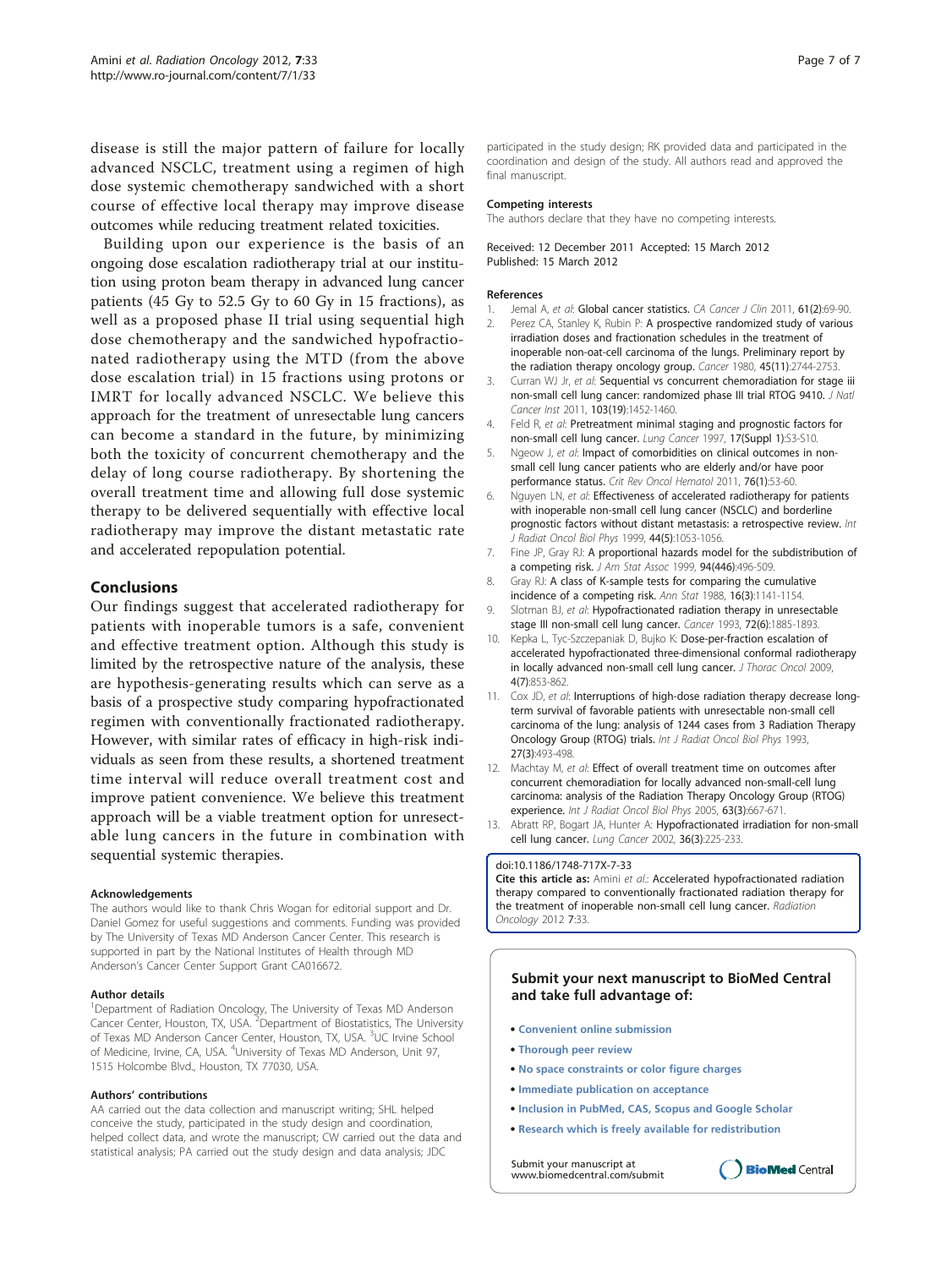disease is still the major pattern of failure for locally advanced NSCLC, treatment using a regimen of high dose systemic chemotherapy sandwiched with a short course of effective local therapy may improve disease outcomes while reducing treatment related toxicities.

Building upon our experience is the basis of an ongoing dose escalation radiotherapy trial at our institution using proton beam therapy in advanced lung cancer patients (45 Gy to 52.5 Gy to 60 Gy in 15 fractions), as well as a proposed phase II trial using sequential high dose chemotherapy and the sandwiched hypofractionated radiotherapy using the MTD (from the above dose escalation trial) in 15 fractions using protons or IMRT for locally advanced NSCLC. We believe this approach for the treatment of unresectable lung cancers can become a standard in the future, by minimizing both the toxicity of concurrent chemotherapy and the delay of long course radiotherapy. By shortening the overall treatment time and allowing full dose systemic therapy to be delivered sequentially with effective local radiotherapy may improve the distant metastatic rate and accelerated repopulation potential.

## Conclusions

Our findings suggest that accelerated radiotherapy for patients with inoperable tumors is a safe, convenient and effective treatment option. Although this study is limited by the retrospective nature of the analysis, these are hypothesis-generating results which can serve as a basis of a prospective study comparing hypofractionated regimen with conventionally fractionated radiotherapy. However, with similar rates of efficacy in high-risk individuals as seen from these results, a shortened treatment time interval will reduce overall treatment cost and improve patient convenience. We believe this treatment approach will be a viable treatment option for unresectable lung cancers in the future in combination with sequential systemic therapies.

#### Acknowledgements

The authors would like to thank Chris Wogan for editorial support and Dr. Daniel Gomez for useful suggestions and comments. Funding was provided by The University of Texas MD Anderson Cancer Center. This research is supported in part by the National Institutes of Health through MD Anderson's Cancer Center Support Grant CA016672.

#### Author details

[1]Department of Radiation Oncology, The University of Texas MD Anderson Cancer Center, Houston, TX, USA. [2]Department of Biostatistics, The University of Texas MD Anderson Cancer Center, Houston, TX, USA. [3]UC Irvine School of Medicine, Irvine, CA, USA. [4]University of Texas MD Anderson, Unit 97, 1515 Holcombe Blvd., Houston, TX 77030, USA.

#### Authors' contributions

AA carried out the data collection and manuscript writing; SHL helped conceive the study, participated in the study design and coordination, helped collect data, and wrote the manuscript; CW carried out the data and statistical analysis; PA carried out the study design and data analysis; JDC participated in the study design; RK provided data and participated in the coordination and design of the study. All authors read and approved the final manuscript.

#### Competing interests

The authors declare that they have no competing interests.

Received: 12 December 2011 Accepted: 15 March 2012
Published: 15 March 2012

#### References

1. Jemal A, *et al*: **Global cancer statistics.** *CA Cancer J Clin* 2011, **61(2)**:69-90.
2. Perez CA, Stanley K, Rubin P: **A prospective randomized study of various irradiation doses and fractionation schedules in the treatment of inoperable non-oat-cell carcinoma of the lungs. Preliminary report by the radiation therapy oncology group.** *Cancer* 1980, **45(11)**:2744-2753.
3. Curran WJ Jr, *et al*: **Sequential vs concurrent chemoradiation for stage iii non-small cell lung cancer: randomized phase III trial RTOG 9410.** *J Natl Cancer Inst* 2011, **103(19)**:1452-1460.
4. Feld R, *et al*: **Pretreatment minimal staging and prognostic factors for non-small cell lung cancer.** *Lung Cancer* 1997, **17(Suppl 1)**:S3-S10.
5. Ngeow J, *et al*: **Impact of comorbidities on clinical outcomes in non-small cell lung cancer patients who are elderly and/or have poor performance status.** *Crit Rev Oncol Hematol* 2011, **76(1)**:53-60.
6. Nguyen LN, *et al*: **Effectiveness of accelerated radiotherapy for patients with inoperable non-small cell lung cancer (NSCLC) and borderline prognostic factors without distant metastasis: a retrospective review.** *Int J Radiat Oncol Biol Phys* 1999, **44(5)**:1053-1056.
7. Fine JP, Gray RJ: **A proportional hazards model for the subdistribution of a competing risk.** *J Am Stat Assoc* 1999, **94(446)**:496-509.
8. Gray RJ: **A class of K-sample tests for comparing the cumulative incidence of a competing risk.** *Ann Stat* 1988, **16(3)**:1141-1154.
9. Slotman BJ, *et al*: **Hypofractionated radiation therapy in unresectable stage III non-small cell lung cancer.** *Cancer* 1993, **72(6)**:1885-1893.
10. Kepka L, Tyc-Szczepaniak D, Bujko K: **Dose-per-fraction escalation of accelerated hypofractionated three-dimensional conformal radiotherapy in locally advanced non-small cell lung cancer.** *J Thorac Oncol* 2009, **4(7)**:853-862.
11. Cox JD, *et al*: **Interruptions of high-dose radiation therapy decrease long-term survival of favorable patients with unresectable non-small cell carcinoma of the lung: analysis of 1244 cases from 3 Radiation Therapy Oncology Group (RTOG) trials.** *Int J Radiat Oncol Biol Phys* 1993, **27(3)**:493-498.
12. Machtay M, *et al*: **Effect of overall treatment time on outcomes after concurrent chemoradiation for locally advanced non-small-cell lung carcinoma: analysis of the Radiation Therapy Oncology Group (RTOG) experience.** *Int J Radiat Oncol Biol Phys* 2005, **63(3)**:667-671.
13. Abratt RP, Bogart JA, Hunter A: **Hypofractionated irradiation for non-small cell lung cancer.** *Lung Cancer* 2002, **36(3)**:225-233.

doi:10.1186/1748-717X-7-33
**Cite this article as:** Amini *et al.*: Accelerated hypofractionated radiation therapy compared to conventionally fractionated radiation therapy for the treatment of inoperable non-small cell lung cancer. *Radiation Oncology* 2012 **7**:33.

**Submit your next manuscript to BioMed Central and take full advantage of:**

- Convenient online submission
- Thorough peer review
- No space constraints or color figure charges
- Immediate publication on acceptance
- Inclusion in PubMed, CAS, Scopus and Google Scholar
- Research which is freely available for redistribution

Submit your manuscript at
www.biomedcentral.com/submit

BioMed Central